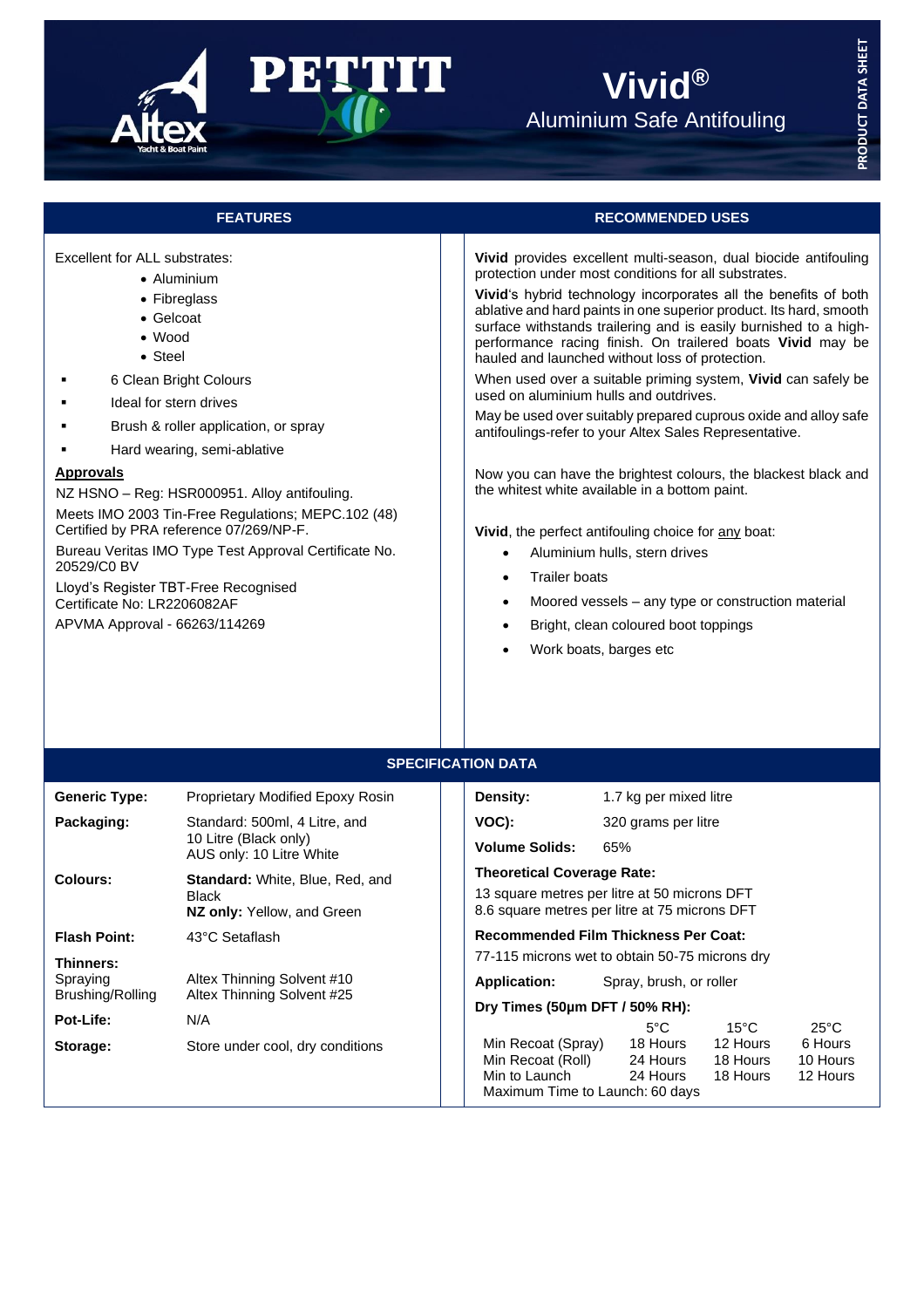# Vivid®

## Aluminium Safe Antifouling

PRODUCT DATA SHEET

## FEATURES

Excellent for ALL substrates:

- Aluminium
- Fibreglass
- Gelcoat
- Wood
- Steel

- 6 Clean Bright Colours
- Ideal for stern drives
- Brush & roller application, or spray
- Hard wearing, semi-ablative

**Approvals**

NZ HSNO – Reg: HSR000951. Alloy antifouling.

Meets IMO 2003 Tin-Free Regulations; MEPC.102 (48) Certified by PRA reference 07/269/NP-F.

Bureau Veritas IMO Type Test Approval Certificate No. 20529/C0 BV

Lloyd's Register TBT-Free Recognised Certificate No: LR2206082AF

APVMA Approval - 66263/114269

## RECOMMENDED USES

**Vivid** provides excellent multi-season, dual biocide antifouling protection under most conditions for all substrates.

**Vivid**'s hybrid technology incorporates all the benefits of both ablative and hard paints in one superior product. Its hard, smooth surface withstands trailering and is easily burnished to a high-performance racing finish. On trailered boats **Vivid** may be hauled and launched without loss of protection.

When used over a suitable priming system, **Vivid** can safely be used on aluminium hulls and outdrives.

May be used over suitably prepared cuprous oxide and alloy safe antifoulings-refer to your Altex Sales Representative.

Now you can have the brightest colours, the blackest black and the whitest white available in a bottom paint.

**Vivid**, the perfect antifouling choice for <u>any</u> boat:

- Aluminium hulls, stern drives
- Trailer boats
- Moored vessels – any type or construction material
- Bright, clean coloured boot toppings
- Work boats, barges etc

## SPECIFICATION DATA

**Generic Type:** Proprietary Modified Epoxy Rosin

**Packaging:** Standard: 500ml, 4 Litre, and 10 Litre (Black only)
AUS only: 10 Litre White

**Colours:** **Standard:** White, Blue, Red, and Black
**NZ only:** Yellow, and Green

**Flash Point:** 43°C Setaflash

**Thinners:**
Spraying: Altex Thinning Solvent #10
Brushing/Rolling: Altex Thinning Solvent #25

**Pot-Life:** N/A

**Storage:** Store under cool, dry conditions

**Density:** 1.7 kg per mixed litre

**VOC):** 320 grams per litre

**Volume Solids:** 65%

**Theoretical Coverage Rate:**

13 square metres per litre at 50 microns DFT
8.6 square metres per litre at 75 microns DFT

**Recommended Film Thickness Per Coat:**

77-115 microns wet to obtain 50-75 microns dry

**Application:** Spray, brush, or roller

**Dry Times (50µm DFT / 50% RH):**

| | 5°C | 15°C | 25°C |
|---|---|---|---|
| Min Recoat (Spray) | 18 Hours | 12 Hours | 6 Hours |
| Min Recoat (Roll) | 24 Hours | 18 Hours | 10 Hours |
| Min to Launch | 24 Hours | 18 Hours | 12 Hours |

Maximum Time to Launch: 60 days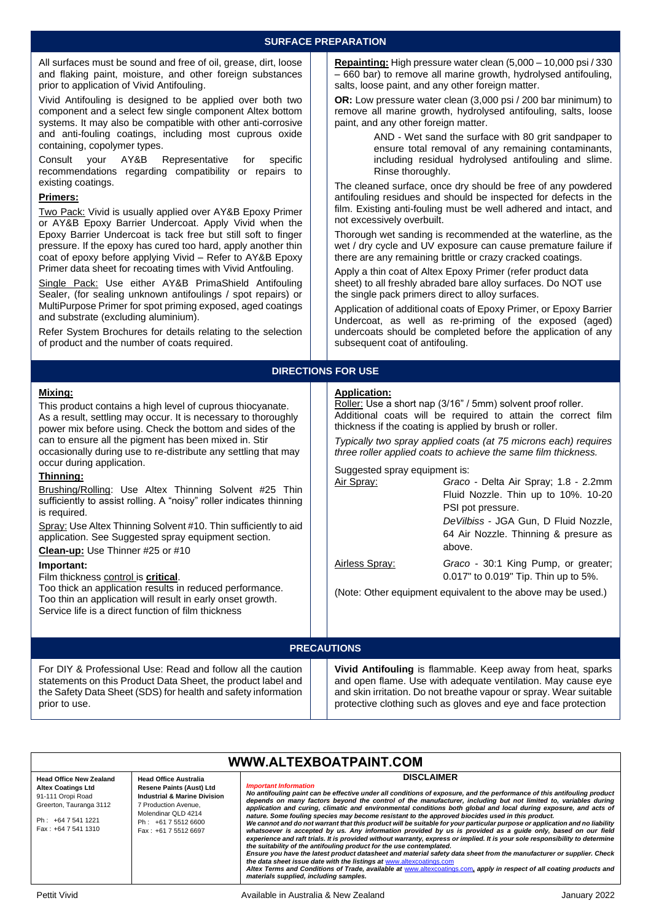## SURFACE PREPARATION

All surfaces must be sound and free of oil, grease, dirt, loose and flaking paint, moisture, and other foreign substances prior to application of Vivid Antifouling.

Vivid Antifouling is designed to be applied over both two component and a select few single component Altex bottom systems. It may also be compatible with other anti-corrosive and anti-fouling coatings, including most cuprous oxide containing, copolymer types.

Consult your AY&B Representative for specific recommendations regarding compatibility or repairs to existing coatings.

**Primers:**

Two Pack: Vivid is usually applied over AY&B Epoxy Primer or AY&B Epoxy Barrier Undercoat. Apply Vivid when the Epoxy Barrier Undercoat is tack free but still soft to finger pressure. If the epoxy has cured too hard, apply another thin coat of epoxy before applying Vivid – Refer to AY&B Epoxy Primer data sheet for recoating times with Vivid Antfouling.

Single Pack: Use either AY&B PrimaShield Antifouling Sealer, (for sealing unknown antifoulings / spot repairs) or MultiPurpose Primer for spot priming exposed, aged coatings and substrate (excluding aluminium).

Refer System Brochures for details relating to the selection of product and the number of coats required.

**Repainting:** High pressure water clean (5,000 – 10,000 psi / 330 – 660 bar) to remove all marine growth, hydrolysed antifouling, salts, loose paint, and any other foreign matter.

**OR:** Low pressure water clean (3,000 psi / 200 bar minimum) to remove all marine growth, hydrolysed antifouling, salts, loose paint, and any other foreign matter.

AND - Wet sand the surface with 80 grit sandpaper to ensure total removal of any remaining contaminants, including residual hydrolysed antifouling and slime. Rinse thoroughly.

The cleaned surface, once dry should be free of any powdered antifouling residues and should be inspected for defects in the film. Existing anti-fouling must be well adhered and intact, and not excessively overbuilt.

Thorough wet sanding is recommended at the waterline, as the wet / dry cycle and UV exposure can cause premature failure if there are any remaining brittle or crazy cracked coatings.

Apply a thin coat of Altex Epoxy Primer (refer product data sheet) to all freshly abraded bare alloy surfaces. Do NOT use the single pack primers direct to alloy surfaces.

Application of additional coats of Epoxy Primer, or Epoxy Barrier Undercoat, as well as re-priming of the exposed (aged) undercoats should be completed before the application of any subsequent coat of antifouling.

## DIRECTIONS FOR USE

**Mixing:**

This product contains a high level of cuprous thiocyanate. As a result, settling may occur. It is necessary to thoroughly power mix before using. Check the bottom and sides of the can to ensure all the pigment has been mixed in. Stir occasionally during use to re-distribute any settling that may occur during application.

**Thinning:**

Brushing/Rolling: Use Altex Thinning Solvent #25 Thin sufficiently to assist rolling. A "noisy" roller indicates thinning is required.

Spray: Use Altex Thinning Solvent #10. Thin sufficiently to aid application. See Suggested spray equipment section.

**Clean-up:** Use Thinner #25 or #10

**Important:**

Film thickness control is **critical**.
Too thick an application results in reduced performance.
Too thin an application will result in early onset growth.
Service life is a direct function of film thickness

**Application:**

Roller: Use a short nap (3/16" / 5mm) solvent proof roller. Additional coats will be required to attain the correct film thickness if the coating is applied by brush or roller.

*Typically two spray applied coats (at 75 microns each) requires three roller applied coats to achieve the same film thickness.*

Suggested spray equipment is:

| | |
|---|---|
| Air Spray: | *Graco* - Delta Air Spray; 1.8 - 2.2mm Fluid Nozzle. Thin up to 10%. 10-20 PSI pot pressure. |
| | *DeVilbiss* - JGA Gun, D Fluid Nozzle, 64 Air Nozzle. Thinning & presure as above. |
| Airless Spray: | *Graco* - 30:1 King Pump, or greater; 0.017" to 0.019" Tip. Thin up to 5%. |

(Note: Other equipment equivalent to the above may be used.)

## PRECAUTIONS

For DIY & Professional Use: Read and follow all the caution statements on this Product Data Sheet, the product label and the Safety Data Sheet (SDS) for health and safety information prior to use.

**Vivid Antifouling** is flammable. Keep away from heat, sparks and open flame. Use with adequate ventilation. May cause eye and skin irritation. Do not breathe vapour or spray. Wear suitable protective clothing such as gloves and eye and face protection

## WWW.ALTEXBOATPAINT.COM

**Head Office New Zealand**
**Altex Coatings Ltd**
91-111 Oropi Road
Greerton, Tauranga 3112
Ph : +64 7 541 1221
Fax : +64 7 541 1310

**Head Office Australia**
**Resene Paints (Aust) Ltd**
**Industrial & Marine Division**
7 Production Avenue,
Molendinar QLD 4214
Ph : +61 7 5512 6600
Fax : +61 7 5512 6697

**DISCLAIMER**

*Important Information*

***No antifouling paint can be effective under all conditions of exposure, and the performance of this antifouling product depends on many factors beyond the control of the manufacturer, including but not limited to, variables during application and curing, climatic and environmental conditions both global and local during exposure, and acts of nature. Some fouling species may become resistant to the approved biocides used in this product.***

***We cannot and do not warrant that this product will be suitable for your particular purpose or application and no liability whatsoever is accepted by us. Any information provided by us is provided as a guide only, based on our field experience and raft trials. It is provided without warranty, express or implied. It is your sole responsibility to determine the suitability of the antifouling product for the use contemplated.***

***Ensure you have the latest product datasheet and material safety data sheet from the manufacturer or supplier. Check the data sheet issue date with the listings at*** www.altexcoatings.com

***Altex Terms and Conditions of Trade, available at*** www.altexcoatings.com, ***apply in respect of all coating products and materials supplied, including samples.***

Pettit Vivid — Available in Australia & New Zealand — January 2022